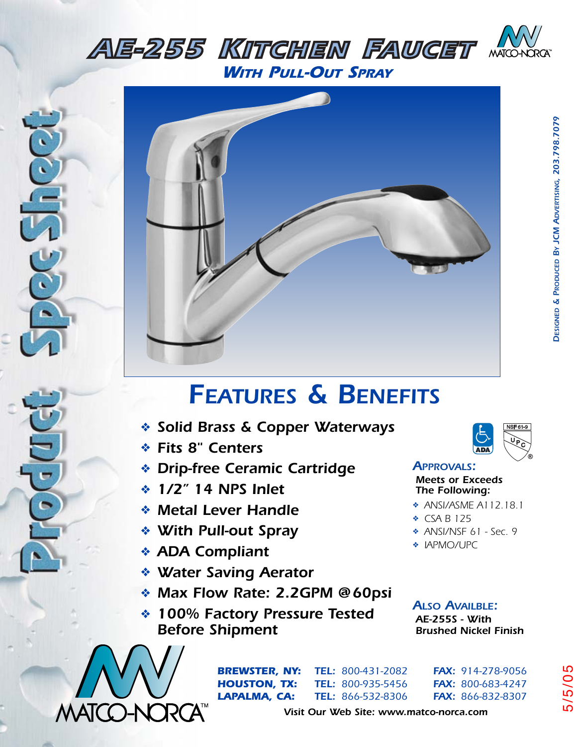# AE-255 Kitchen Faucet

## *With Pull-Out Spray*

Product Spec Sheet

## Features & Benefits

- **Solid Brass & Copper Waterways**
- **Fits 8" Centers**
- **Drip-free Ceramic Cartridge**
- **1/2" 14 NPS Inlet**
- **Metal Lever Handle**
- **With Pull-out Spray**
- **ADA Compliant**
- **Water Saving Aerator**
- **Max Flow Rate: 2.2GPM @60psi**
- **100% Factory Pressure Tested Before Shipment**

ADA NSF 61-9 UPC

### *Approvals:*

**Meets or Exceeds The Following:**

- ANSI/ASME A112.18.1
- CSA B 125
- ANSI/NSF 61 - Sec. 9
- IAPMO/UPC

### *Also Availble:*

**AE-255S - With Brushed Nickel Finish**

MATCO-NORCA™

| | | |
|---|---|---|
| **BREWSTER, NY:** | **TEL:** 800-431-2082 | **FAX:** 914-278-9056 |
| **HOUSTON, TX:** | **TEL:** 800-935-5456 | **FAX:** 800-683-4247 |
| **LAPALMA, CA:** | **TEL:** 866-532-8306 | **FAX:** 866-832-8307 |

*Visit Our Web Site: www.matco-norca.com*

Designed & Produced By JCM Advertising, 203.798.7079

5/5/05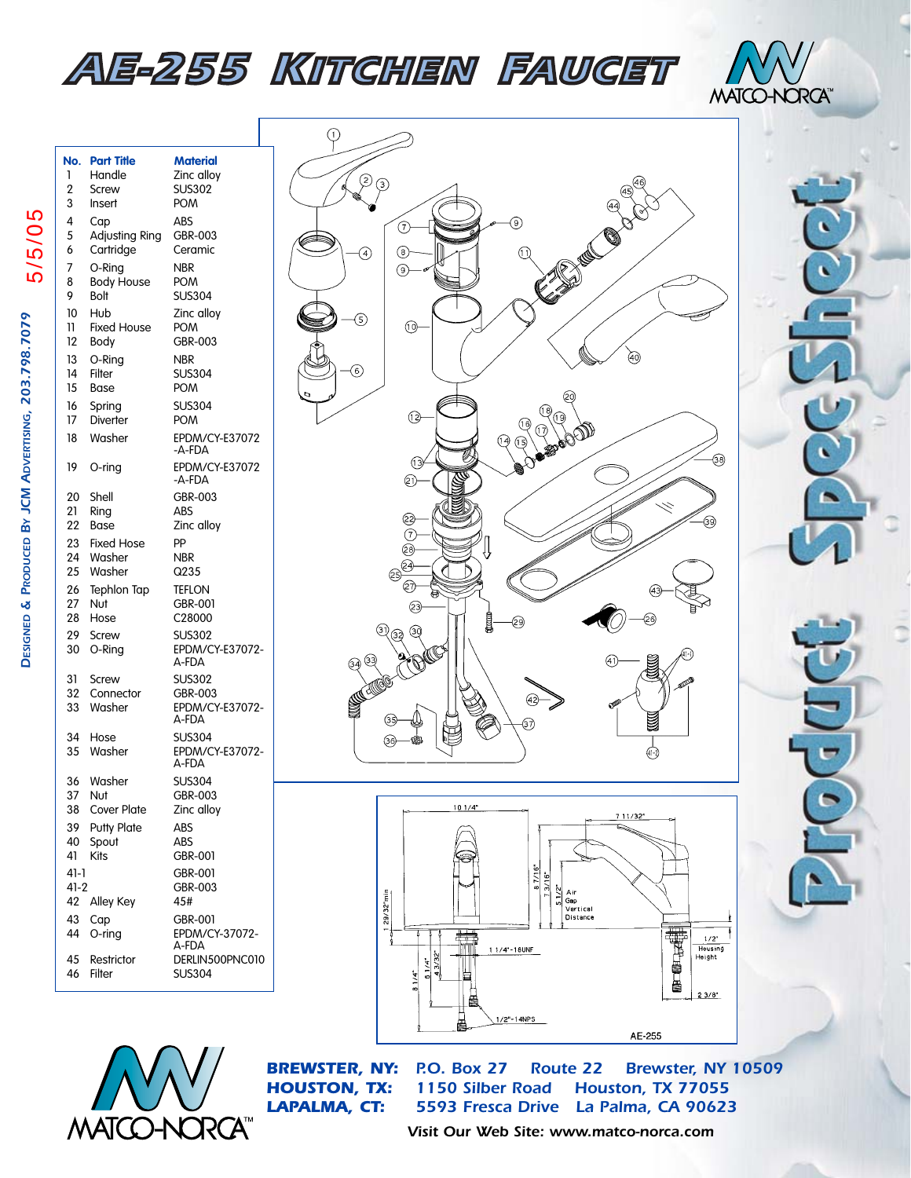# AE-255 KITCHEN FAUCET

MATCO-NORCA™

| No. | Part Title | Material |
|---|---|---|
| 1 | Handle | Zinc alloy |
| 2 | Screw | SUS302 |
| 3 | Insert | POM |
| 4 | Cap | ABS |
| 5 | Adjusting Ring | GBR-003 |
| 6 | Cartridge | Ceramic |
| 7 | O-Ring | NBR |
| 8 | Body House | POM |
| 9 | Bolt | SUS304 |
| 10 | Hub | Zinc alloy |
| 11 | Fixed House | POM |
| 12 | Body | GBR-003 |
| 13 | O-Ring | NBR |
| 14 | Filter | SUS304 |
| 15 | Base | POM |
| 16 | Spring | SUS304 |
| 17 | Diverter | POM |
| 18 | Washer | EPDM/CY-E37072-A-FDA |
| 19 | O-ring | EPDM/CY-E37072-A-FDA |
| 20 | Shell | GBR-003 |
| 21 | Ring | ABS |
| 22 | Base | Zinc alloy |
| 23 | Fixed Hose | PP |
| 24 | Washer | NBR |
| 25 | Washer | Q235 |
| 26 | Tephlon Tap | TEFLON |
| 27 | Nut | GBR-001 |
| 28 | Hose | C28000 |
| 29 | Screw | SUS302 |
| 30 | O-Ring | EPDM/CY-E37072-A-FDA |
| 31 | Screw | SUS302 |
| 32 | Connector | GBR-003 |
| 33 | Washer | EPDM/CY-E37072-A-FDA |
| 34 | Hose | SUS304 |
| 35 | Washer | EPDM/CY-E37072-A-FDA |
| 36 | Washer | SUS304 |
| 37 | Nut | GBR-003 |
| 38 | Cover Plate | Zinc alloy |
| 39 | Putty Plate | ABS |
| 40 | Spout | ABS |
| 41 | Kits | GBR-001 |
| 41-1 | | GBR-001 |
| 41-2 | | GBR-003 |
| 42 | Alley Key | 45# |
| 43 | Cap | GBR-001 |
| 44 | O-ring | EPDM/CY-37072-A-FDA |
| 45 | Restrictor | DERLIN500PNC010 |
| 46 | Filter | SUS304 |

10 1/4"
7 11/32"
8 7/16"
7 3/16"
5 1/2"
Air Gap Vertical Distance
1 29/32" min
1 1/4"-18UNF
1/2" Housing Height
8 1/4"
5 1/4"
4 3/32"
2 3/8"
1/2"-14NPS
AE-255

Product Spec Sheet

5/5/05

DESIGNED & PRODUCED BY JCM ADVERTISING, 203.798.7079

MATCO-NORCA™

**BREWSTER, NY:** P.O. Box 27 Route 22 Brewster, NY 10509
**HOUSTON, TX:** 1150 Silber Road Houston, TX 77055
**LAPALMA, CT:** 5593 Fresca Drive La Palma, CA 90623

Visit Our Web Site: www.matco-norca.com